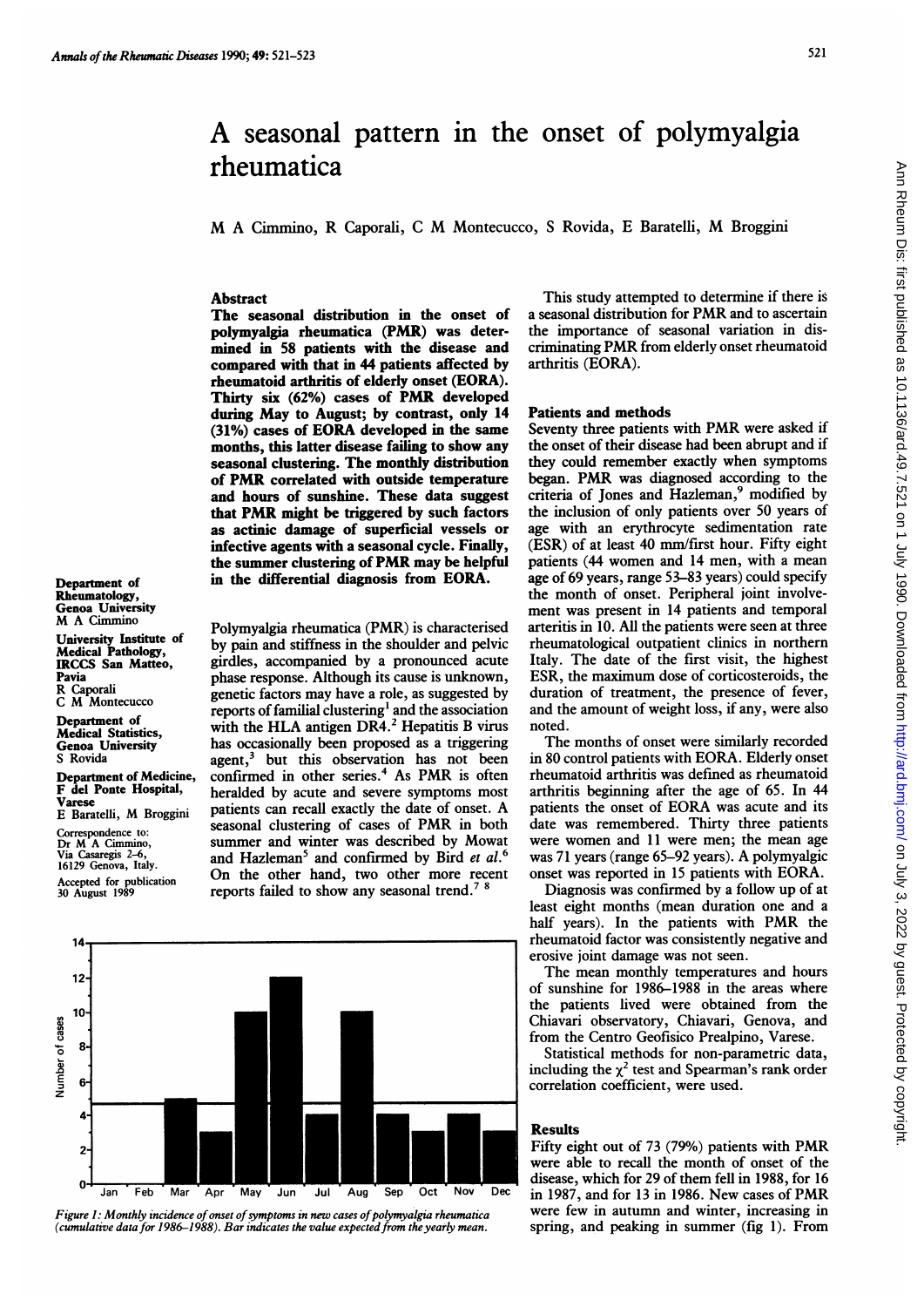# A seasonal pattern in the onset of polymyalgia rheumatica

M A Cimmino, R Caporali, C M Montecucco, S Rovida, E Baratelli, M Broggini

Department of Rheumatology, Genoa University
M A Cimmino

University Institute of Medical Pathology, IRCCS San Matteo, Pavia
R Caporali
C M Montecucco

Department of Medical Statistics, Genoa University
S Rovida

Department of Medicine, F del Ponte Hospital, Varese
E Baratelli, M Broggini

Correspondence to:
Dr M A Cimmino,
Via Casaregis 2–6,
16129 Genova, Italy.

Accepted for publication 30 August 1989

## Abstract

**The seasonal distribution in the onset of polymyalgia rheumatica (PMR) was determined in 58 patients with the disease and compared with that in 44 patients affected by rheumatoid arthritis of elderly onset (EORA). Thirty six (62%) cases of PMR developed during May to August; by contrast, only 14 (31%) cases of EORA developed in the same months, this latter disease failing to show any seasonal clustering. The monthly distribution of PMR correlated with outside temperature and hours of sunshine. These data suggest that PMR might be triggered by such factors as actinic damage of superficial vessels or infective agents with a seasonal cycle. Finally, the summer clustering of PMR may be helpful in the differential diagnosis from EORA.**

Polymyalgia rheumatica (PMR) is characterised by pain and stiffness in the shoulder and pelvic girdles, accompanied by a pronounced acute phase response. Although its cause is unknown, genetic factors may have a role, as suggested by reports of familial clustering[1] and the association with the HLA antigen DR4.[2] Hepatitis B virus has occasionally been proposed as a triggering agent,[3] but this observation has not been confirmed in other series.[4] As PMR is often heralded by acute and severe symptoms most patients can recall exactly the date of onset. A seasonal clustering of cases of PMR in both summer and winter was described by Mowat and Hazleman[5] and confirmed by Bird *et al*.[6] On the other hand, two other more recent reports failed to show any seasonal trend.[7 8]

*Figure 1: Monthly incidence of onset of symptoms in new cases of polymyalgia rheumatica (cumulative data for 1986–1988). Bar indicates the value expected from the yearly mean.*

This study attempted to determine if there is a seasonal distribution for PMR and to ascertain the importance of seasonal variation in discriminating PMR from elderly onset rheumatoid arthritis (EORA).

## Patients and methods

Seventy three patients with PMR were asked if the onset of their disease had been abrupt and if they could remember exactly when symptoms began. PMR was diagnosed according to the criteria of Jones and Hazleman,[9] modified by the inclusion of only patients over 50 years of age with an erythrocyte sedimentation rate (ESR) of at least 40 mm/first hour. Fifty eight patients (44 women and 14 men, with a mean age of 69 years, range 53–83 years) could specify the month of onset. Peripheral joint involvement was present in 14 patients and temporal arteritis in 10. All the patients were seen at three rheumatological outpatient clinics in northern Italy. The date of the first visit, the highest ESR, the maximum dose of corticosteroids, the duration of treatment, the presence of fever, and the amount of weight loss, if any, were also noted.

The months of onset were similarly recorded in 80 control patients with EORA. Elderly onset rheumatoid arthritis was defined as rheumatoid arthritis beginning after the age of 65. In 44 patients the onset of EORA was acute and its date was remembered. Thirty three patients were women and 11 were men; the mean age was 71 years (range 65–92 years). A polymyalgic onset was reported in 15 patients with EORA.

Diagnosis was confirmed by a follow up of at least eight months (mean duration one and a half years). In the patients with PMR the rheumatoid factor was consistently negative and erosive joint damage was not seen.

The mean monthly temperatures and hours of sunshine for 1986–1988 in the areas where the patients lived were obtained from the Chiavari observatory, Chiavari, Genova, and from the Centro Geofisico Prealpino, Varese.

Statistical methods for non-parametric data, including the $\chi^2$ test and Spearman's rank order correlation coefficient, were used.

## Results

Fifty eight out of 73 (79%) patients with PMR were able to recall the month of onset of the disease, which for 29 of them fell in 1988, for 16 in 1987, and for 13 in 1986. New cases of PMR were few in autumn and winter, increasing in spring, and peaking in summer (fig 1). From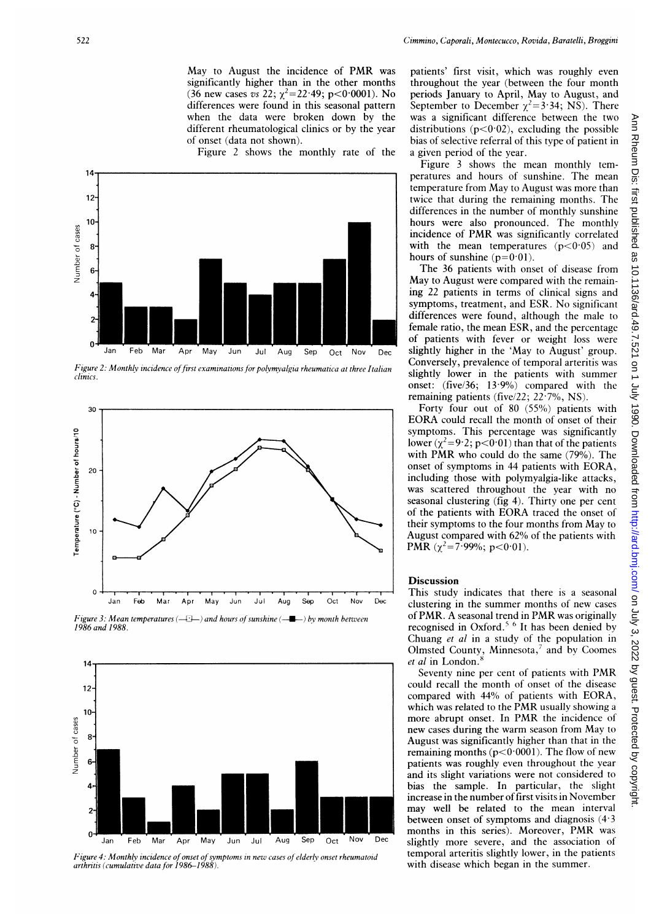May to August the incidence of PMR was significantly higher than in the other months (36 new cases *vs* 22; $\chi^2=22{\cdot}49$; $p<0{\cdot}0001$). No differences were found in this seasonal pattern when the data were broken down by the different rheumatological clinics or by the year of onset (data not shown).

Figure 2 shows the monthly rate of the patients' first visit, which was roughly even throughout the year (between the four month periods January to April, May to August, and September to December $\chi^2=3{\cdot}34$; NS). There was a significant difference between the two distributions ($p<0{\cdot}02$), excluding the possible bias of selective referral of this type of patient in a given period of the year.

*Figure 2: Monthly incidence of first examinations for polymyalgia rheumatica at three Italian clinics.*

*Figure 3: Mean temperatures (—□—) and hours of sunshine (—■—) by month between 1986 and 1988.*

*Figure 4: Monthly incidence of onset of symptoms in new cases of elderly onset rheumatoid arthritis (cumulative data for 1986–1988).*

Figure 3 shows the mean monthly temperatures and hours of sunshine. The mean temperature from May to August was more than twice that during the remaining months. The differences in the number of monthly sunshine hours were also pronounced. The monthly incidence of PMR was significantly correlated with the mean temperatures ($p<0{\cdot}05$) and hours of sunshine ($p=0{\cdot}01$).

The 36 patients with onset of disease from May to August were compared with the remaining 22 patients in terms of clinical signs and symptoms, treatment, and ESR. No significant differences were found, although the male to female ratio, the mean ESR, and the percentage of patients with fever or weight loss were slightly higher in the 'May to August' group. Conversely, prevalence of temporal arteritis was slightly lower in the patients with summer onset: (five/36; 13·9%) compared with the remaining patients (five/22; 22·7%, NS).

Forty four out of 80 (55%) patients with EORA could recall the month of onset of their symptoms. This percentage was significantly lower ($\chi^2=9{\cdot}2$; $p<0{\cdot}01$) than that of the patients with PMR who could do the same (79%). The onset of symptoms in 44 patients with EORA, including those with polymyalgia-like attacks, was scattered throughout the year with no seasonal clustering (fig 4). Thirty one per cent of the patients with EORA traced the onset of their symptoms to the four months from May to August compared with 62% of the patients with PMR ($\chi^2=7{\cdot}99\%$; $p<0{\cdot}01$).

## Discussion

This study indicates that there is a seasonal clustering in the summer months of new cases of PMR. A seasonal trend in PMR was originally recognised in Oxford.[5,6] It has been denied by Chuang *et al* in a study of the population in Olmsted County, Minnesota,[7] and by Coomes *et al* in London.[8]

Seventy nine per cent of patients with PMR could recall the month of onset of the disease compared with 44% of patients with EORA, which was related to the PMR usually showing a more abrupt onset. In PMR the incidence of new cases during the warm season from May to August was significantly higher than that in the remaining months ($p<0{\cdot}0001$). The flow of new patients was roughly even throughout the year and its slight variations were not considered to bias the sample. In particular, the slight increase in the number of first visits in November may well be related to the mean interval between onset of symptoms and diagnosis (4·3 months in this series). Moreover, PMR was slightly more severe, and the association of temporal arteritis slightly lower, in the patients with disease which began in the summer.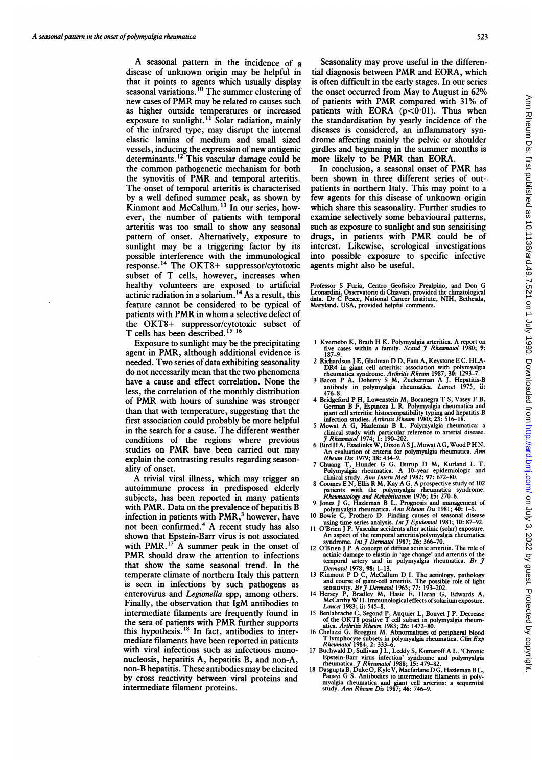A seasonal pattern in the incidence of a disease of unknown origin may be helpful in that it points to agents which usually display seasonal variations.[10] The summer clustering of new cases of PMR may be related to causes such as higher outside temperatures or increased exposure to sunlight.[11] Solar radiation, mainly of the infrared type, may disrupt the internal elastic lamina of medium and small sized vessels, inducing the expression of new antigenic determinants.[12] This vascular damage could be the common pathogenetic mechanism for both the synovitis of PMR and temporal arteritis. The onset of temporal arteritis is characterised by a well defined summer peak, as shown by Kinmont and McCallum.[13] In our series, however, the number of patients with temporal arteritis was too small to show any seasonal pattern of onset. Alternatively, exposure to sunlight may be a triggering factor by its possible interference with the immunological response.[14] The OKT8+ suppressor/cytotoxic subset of T cells, however, increases when healthy volunteers are exposed to artificial actinic radiation in a solarium.[14] As a result, this feature cannot be considered to be typical of patients with PMR in whom a selective defect of the OKT8+ suppressor/cytotoxic subset of T cells has been described.[15 16]

Exposure to sunlight may be the precipitating agent in PMR, although additional evidence is needed. Two series of data exhibiting seasonality do not necessarily mean that the two phenomena have a cause and effect correlation. None the less, the correlation of the monthly distribution of PMR with hours of sunshine was stronger than that with temperature, suggesting that the first association could probably be more helpful in the search for a cause. The different weather conditions of the regions where previous studies on PMR have been carried out may explain the contrasting results regarding seasonality of onset.

A trivial viral illness, which may trigger an autoimmune process in predisposed elderly subjects, has been reported in many patients with PMR. Data on the prevalence of hepatitis B infection in patients with PMR,[3] however, have not been confirmed.[4] A recent study has also shown that Epstein-Barr virus is not associated with PMR.[17] A summer peak in the onset of PMR should draw the attention to infections that show the same seasonal trend. In the temperate climate of northern Italy this pattern is seen in infections by such pathogens as enterovirus and *Legionella* spp, among others. Finally, the observation that IgM antibodies to intermediate filaments are frequently found in the sera of patients with PMR further supports this hypothesis.[18] In fact, antibodies to intermediate filaments have been reported in patients with viral infections such as infectious mononucleosis, hepatitis A, hepatitis B, and non-A, non-B hepatitis. These antibodies may be elicited by cross reactivity between viral proteins and intermediate filament proteins.

Seasonality may prove useful in the differential diagnosis between PMR and EORA, which is often difficult in the early stages. In our series the onset occurred from May to August in 62% of patients with PMR compared with 31% of patients with EORA ($p<0{\cdot}01$). Thus when the standardisation by yearly incidence of the diseases is considered, an inflammatory syndrome affecting mainly the pelvic or shoulder girdles and beginning in the summer months is more likely to be PMR than EORA.

In conclusion, a seasonal onset of PMR has been shown in three different series of outpatients in northern Italy. This may point to a few agents for this disease of unknown origin which share this seasonality. Further studies to examine selectively some behavioural patterns, such as exposure to sunlight and sun sensitising drugs, in patients with PMR could be of interest. Likewise, serological investigations into possible exposure to specific infective agents might also be useful.

Professor S Furia, Centro Geofisico Prealpino, and Don G Leonardini, Osservatorio di Chiavari, provided the climatological data. Dr C Pesce, National Cancer Institute, NIH, Bethesda, Maryland, USA, provided helpful comments.

1 Kvernebo K, Brath H K. Polymyalgia arteritica. A report on five cases within a family. *Scand J Rheumatol* 1980; **9**: 187–9.
2 Richardson J E, Gladman D D, Fam A, Keystone E C. HLA-DR4 in giant cell arteritis: association with polymyalgia rheumatica syndrome. *Arthritis Rheum* 1987; **30**: 1293–7.
3 Bacon P A, Doherty S M, Zuckerman A J. Hepatitis-B antibody in polymyalgia rheumatica. *Lancet* 1975; **ii**: 476–8.
4 Bridgeford P H, Lowenstein M, Bocanegra T S, Vasey F B, German B F, Espinoza L R. Polymyalgia rheumatica and giant cell arteritis: histocompatibility typing and hepatitis-B infection studies. *Arthritis Rheum* 1980; **23**: 516–18.
5 Mowat A G, Hazleman B L. Polymyalgia rheumatica: a clinical study with particular reference to arterial disease. *J Rheumatol* 1974; **1**: 190–202.
6 Bird H A, Esselinkx W, Dixon A S J, Mowat A G, Wood P H N. An evaluation of criteria for polymyalgia rheumatica. *Ann Rheum Dis* 1979; **38**: 434–9.
7 Chuang T, Hunder G G, Ilstrup D M, Kurland L T. Polymyalgia rheumatica. A 10-year epidemiologic and clinical study. *Ann Intern Med* 1982; **97**: 672–80.
8 Coomes E N, Ellis R M, Kay A G. A prospective study of 102 patients with the polymyalgia rheumatica syndrome. *Rheumatology and Rehabilitation* 1976; **15**: 270–6.
9 Jones J G, Hazleman B L. Prognosis and management of polymyalgia rheumatica. *Ann Rheum Dis* 1981; **40**: 1–5.
10 Bowie C, Prothero D. Finding causes of seasonal disease using time series analysis. *Int J Epidemiol* 1981; **10**: 87–92.
11 O'Brien J P. Vascular accidents after actinic (solar) exposure. An aspect of the temporal arteritis/polymyalgia rheumatica syndrome. *Int J Dermatol* 1987; **26**: 366–70.
12 O'Brien J P. A concept of diffuse actinic arteritis. The role of actinic damage to elastin in 'age change' and arteritis of the temporal artery and in polymyalgia rheumatica. *Br J Dermatol* 1978; **98**: 1–13.
13 Kinmont P D C, McCallum D I. The aetiology, pathology and course of giant-cell arteritis. The possible role of light sensitivity. *Br J Dermatol* 1965; **77**: 193–202.
14 Hersey P, Bradley M, Hasic E, Haran G, Edwards A, McCarthy W H. Immunological effects of solarium exposure. *Lancet* 1983; **ii**: 545–8.
15 Benlahrache C, Segond P, Auquier L, Bouvet J P. Decrease of the OKT8 positive T cell subset in polymyalgia rheumatica. *Arthritis Rheum* 1983; **26**: 1472–80.
16 Chelazzi G, Broggini M. Abnormalities of peripheral blood T lymphocyte subsets in polymyalgia rheumatica. *Clin Exp Rheumatol* 1984; **2**: 333–6.
17 Buchwald D, Sullivan J L, Leddy S, Komaroff A L. 'Chronic Epstein-Barr virus infection' syndrome and polymyalgia rheumatica. *J Rheumatol* 1988; **15**: 479–82.
18 Dasgupta B, Duke O, Kyle V, Macfarlane D G, Hazleman B L, Panayi G S. Antibodies to intermediate filaments in polymyalgia rheumatica and giant cell arteritis: a sequential study. *Ann Rheum Dis* 1987; **46**: 746–9.